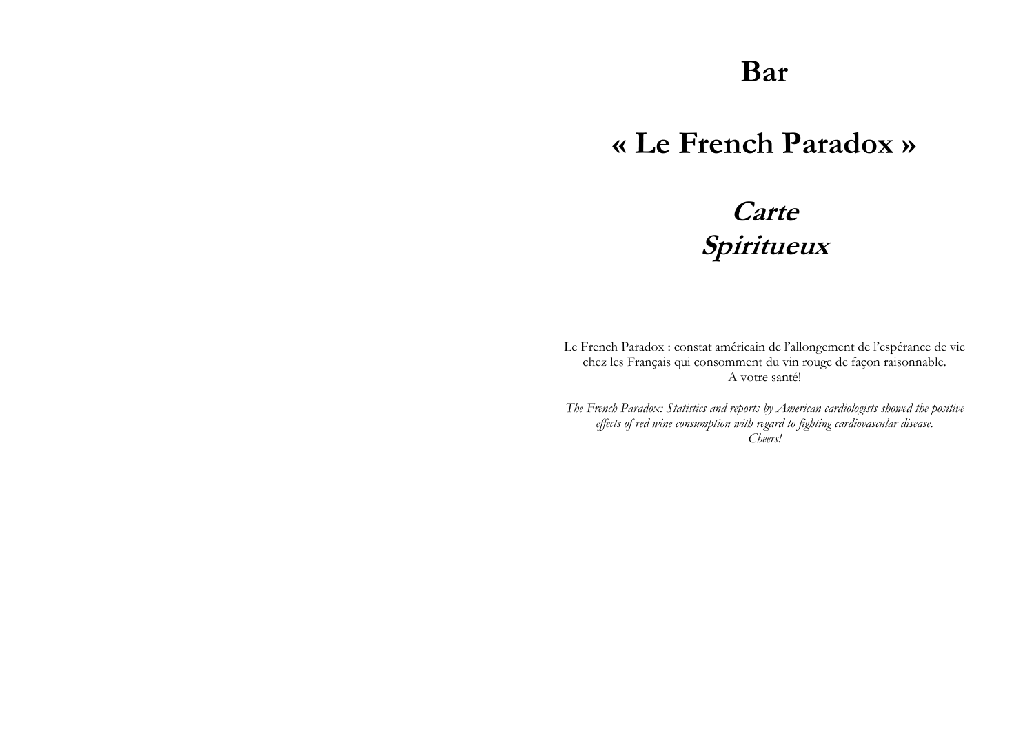# Bar

# « Le French Paradox »

## ***Carte***
## ***Spiritueux***

Le French Paradox : constat américain de l'allongement de l'espérance de vie chez les Français qui consomment du vin rouge de façon raisonnable.
A votre santé!

*The French Paradox: Statistics and reports by American cardiologists showed the positive effects of red wine consumption with regard to fighting cardiovascular disease.*
*Cheers!*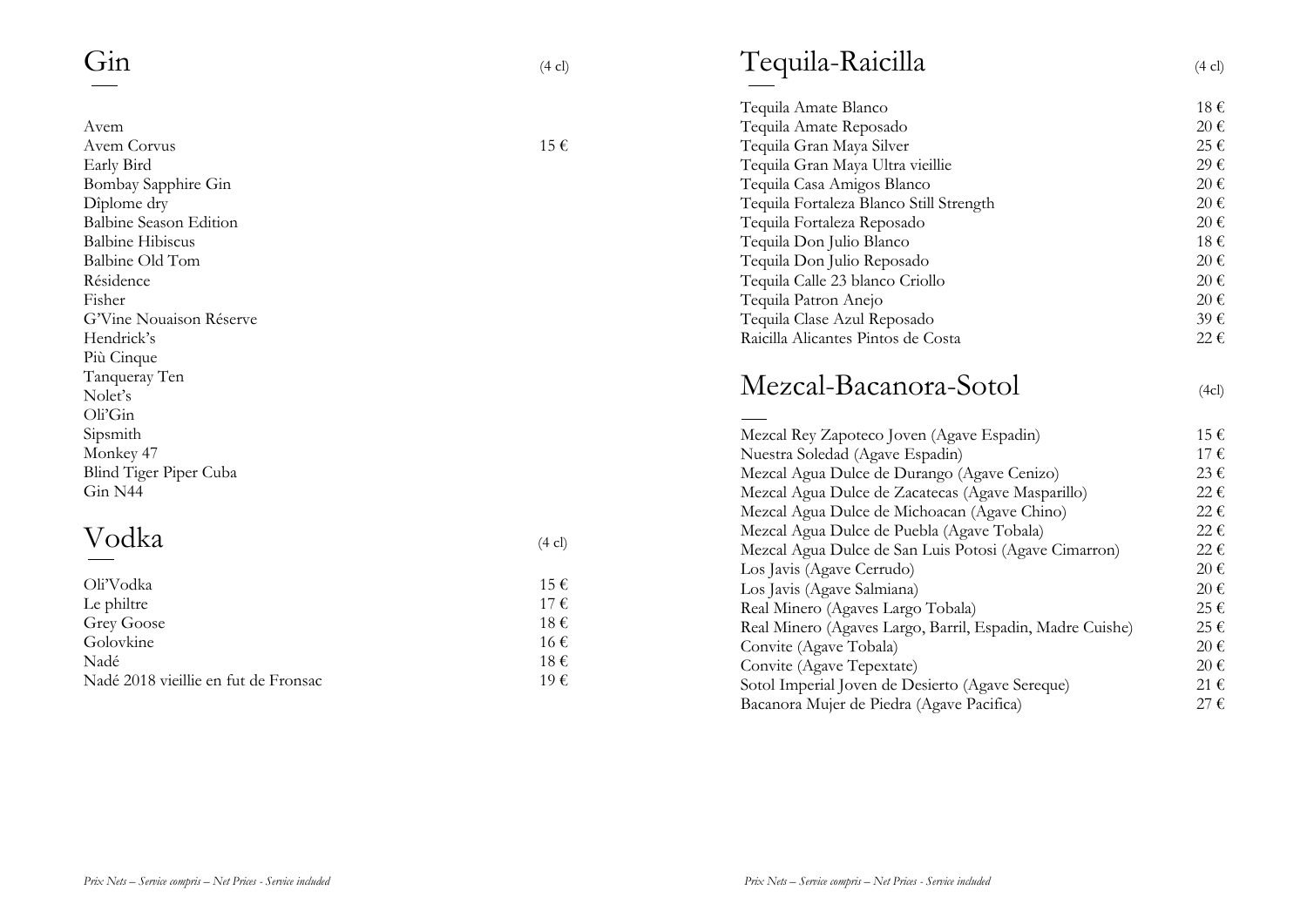## Gin (4 cl)

| | |
|---|---|
| Avem | |
| Avem Corvus | 15 € |
| Early Bird | |
| Bombay Sapphire Gin | |
| Diplome dry | |
| Balbine Season Edition | |
| Balbine Hibiscus | |
| Balbine Old Tom | |
| Résidence | |
| Fisher | |
| G'Vine Nouaison Réserve | |
| Hendrick's | |
| Più Cinque | |
| Tanqueray Ten | |
| Nolet's | |
| Oli'Gin | |
| Sipsmith | |
| Monkey 47 | |
| Blind Tiger Piper Cuba | |
| Gin N44 | |

## Vodka (4 cl)

| | |
|---|---|
| Oli'Vodka | 15 € |
| Le philtre | 17 € |
| Grey Goose | 18 € |
| Golovkine | 16 € |
| Nadé | 18 € |
| Nadé 2018 vieillie en fut de Fronsac | 19 € |

*Prix Nets – Service compris – Net Prices - Service included*

## Tequila-Raicilla (4 cl)

| | |
|---|---|
| Tequila Amate Blanco | 18 € |
| Tequila Amate Reposado | 20 € |
| Tequila Gran Maya Silver | 25 € |
| Tequila Gran Maya Ultra vieillie | 29 € |
| Tequila Casa Amigos Blanco | 20 € |
| Tequila Fortaleza Blanco Still Strength | 20 € |
| Tequila Fortaleza Reposado | 20 € |
| Tequila Don Julio Blanco | 18 € |
| Tequila Don Julio Reposado | 20 € |
| Tequila Calle 23 blanco Criollo | 20 € |
| Tequila Patron Anejo | 20 € |
| Tequila Clase Azul Reposado | 39 € |
| Raicilla Alicantes Pintos de Costa | 22 € |

## Mezcal-Bacanora-Sotol (4cl)

| | |
|---|---|
| Mezcal Rey Zapoteco Joven (Agave Espadin) | 15 € |
| Nuestra Soledad (Agave Espadin) | 17 € |
| Mezcal Agua Dulce de Durango (Agave Cenizo) | 23 € |
| Mezcal Agua Dulce de Zacatecas (Agave Masparillo) | 22 € |
| Mezcal Agua Dulce de Michoacan (Agave Chino) | 22 € |
| Mezcal Agua Dulce de Puebla (Agave Tobala) | 22 € |
| Mezcal Agua Dulce de San Luis Potosi (Agave Cimarron) | 22 € |
| Los Javis (Agave Cerrudo) | 20 € |
| Los Javis (Agave Salmiana) | 20 € |
| Real Minero (Agaves Largo Tobala) | 25 € |
| Real Minero (Agaves Largo, Barril, Espadin, Madre Cuishe) | 25 € |
| Convite (Agave Tobala) | 20 € |
| Convite (Agave Tepextate) | 20 € |
| Sotol Imperial Joven de Desierto (Agave Sereque) | 21 € |
| Bacanora Mujer de Piedra (Agave Pacifica) | 27 € |

*Prix Nets – Service compris – Net Prices - Service included*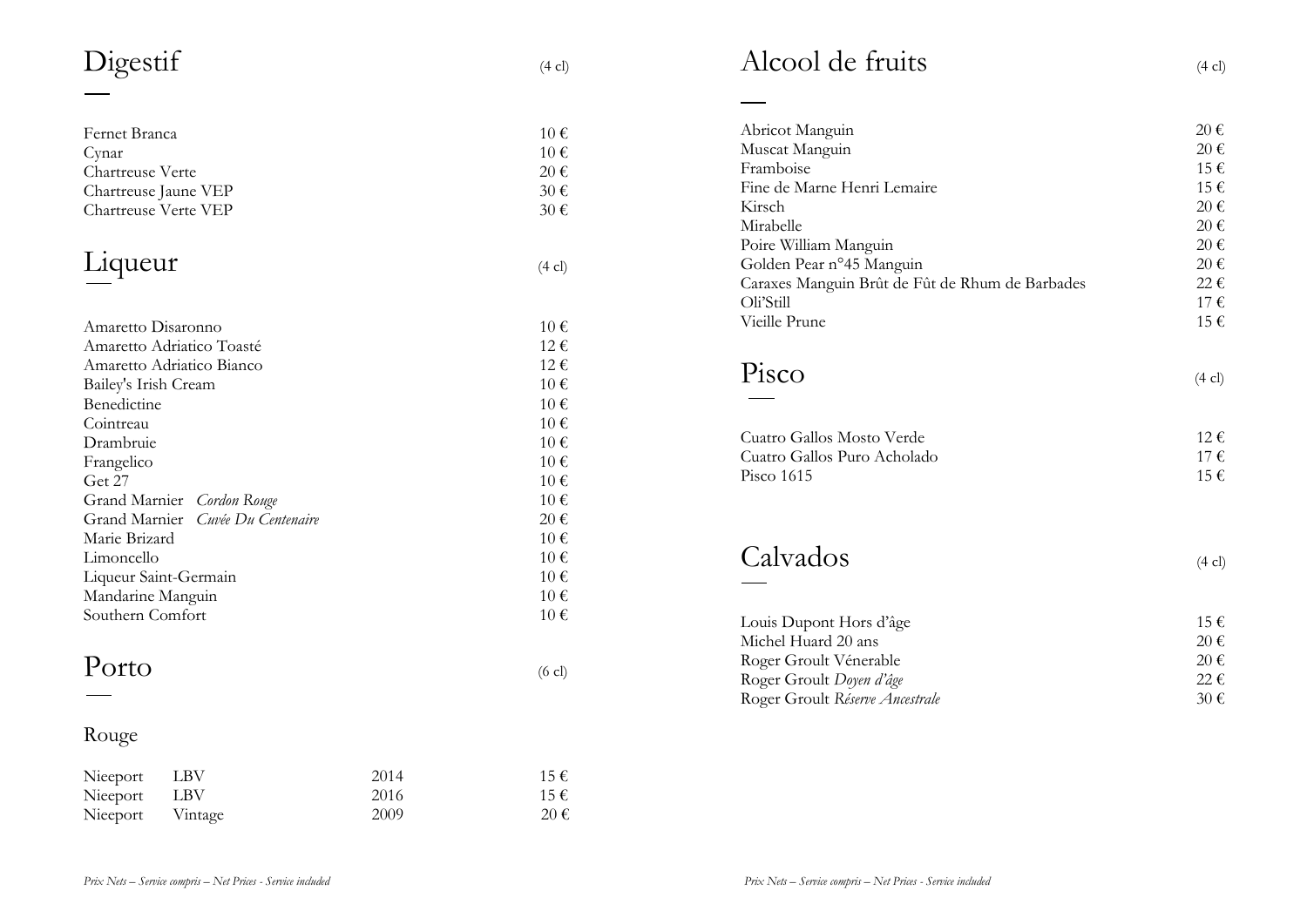# Digestif

(4 cl)

| | |
|---|---|
| Fernet Branca | 10 € |
| Cynar | 10 € |
| Chartreuse Verte | 20 € |
| Chartreuse Jaune VEP | 30 € |
| Chartreuse Verte VEP | 30 € |

# Liqueur

(4 cl)

| | |
|---|---|
| Amaretto Disaronno | 10 € |
| Amaretto Adriatico Toasté | 12 € |
| Amaretto Adriatico Bianco | 12 € |
| Bailey's Irish Cream | 10 € |
| Benedictine | 10 € |
| Cointreau | 10 € |
| Drambruie | 10 € |
| Frangelico | 10 € |
| Get 27 | 10 € |
| Grand Marnier *Cordon Rouge* | 10 € |
| Grand Marnier *Cuvée Du Centenaire* | 20 € |
| Marie Brizard | 10 € |
| Limoncello | 10 € |
| Liqueur Saint-Germain | 10 € |
| Mandarine Manguin | 10 € |
| Southern Comfort | 10 € |

# Porto

(6 cl)

## Rouge

| | | | |
|---|---|---|---|
| Nieeport | LBV | 2014 | 15 € |
| Nieeport | LBV | 2016 | 15 € |
| Nieeport | Vintage | 2009 | 20 € |

*Prix Nets – Service compris – Net Prices - Service included*

# Alcool de fruits

(4 cl)

| | |
|---|---|
| Abricot Manguin | 20 € |
| Muscat Manguin | 20 € |
| Framboise | 15 € |
| Fine de Marne Henri Lemaire | 15 € |
| Kirsch | 20 € |
| Mirabelle | 20 € |
| Poire William Manguin | 20 € |
| Golden Pear n°45 Manguin | 20 € |
| Caraxes Manguin Brût de Fût de Rhum de Barbades | 22 € |
| Oli'Still | 17 € |
| Vieille Prune | 15 € |

# Pisco

(4 cl)

| | |
|---|---|
| Cuatro Gallos Mosto Verde | 12 € |
| Cuatro Gallos Puro Acholado | 17 € |
| Pisco 1615 | 15 € |

# Calvados

(4 cl)

| | |
|---|---|
| Louis Dupont Hors d'âge | 15 € |
| Michel Huard 20 ans | 20 € |
| Roger Groult Vénerable | 20 € |
| Roger Groult *Doyen d'âge* | 22 € |
| Roger Groult *Réserve Ancestrale* | 30 € |

*Prix Nets – Service compris – Net Prices - Service included*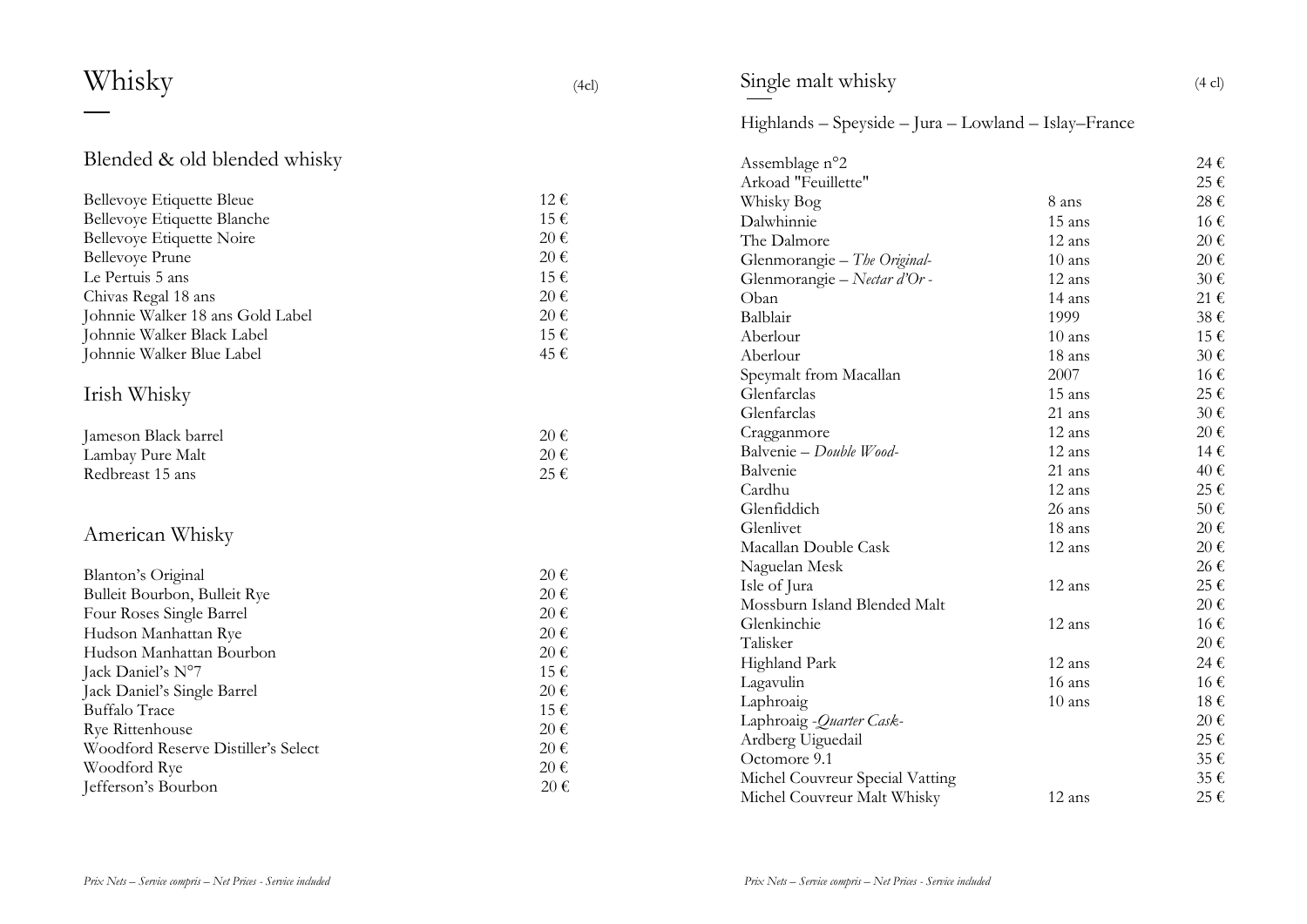# Whisky

(4cl)

## Blended & old blended whisky

| | |
|---|---|
| Bellevoye Etiquette Bleue | 12 € |
| Bellevoye Etiquette Blanche | 15 € |
| Bellevoye Etiquette Noire | 20 € |
| Bellevoye Prune | 20 € |
| Le Pertuis 5 ans | 15 € |
| Chivas Regal 18 ans | 20 € |
| Johnnie Walker 18 ans Gold Label | 20 € |
| Johnnie Walker Black Label | 15 € |
| Johnnie Walker Blue Label | 45 € |

## Irish Whisky

| | |
|---|---|
| Jameson Black barrel | 20 € |
| Lambay Pure Malt | 20 € |
| Redbreast 15 ans | 25 € |

## American Whisky

| | |
|---|---|
| Blanton's Original | 20 € |
| Bulleit Bourbon, Bulleit Rye | 20 € |
| Four Roses Single Barrel | 20 € |
| Hudson Manhattan Rye | 20 € |
| Hudson Manhattan Bourbon | 20 € |
| Jack Daniel's N°7 | 15 € |
| Jack Daniel's Single Barrel | 20 € |
| Buffalo Trace | 15 € |
| Rye Rittenhouse | 20 € |
| Woodford Reserve Distiller's Select | 20 € |
| Woodford Rye | 20 € |
| Jefferson's Bourbon | 20 € |

*Prix Nets – Service compris – Net Prices - Service included*

# Single malt whisky

(4 cl)

Highlands – Speyside – Jura – Lowland – Islay–France

| | | |
|---|---|---|
| Assemblage n°2 | | 24 € |
| Arkoad "Feuillette" | | 25 € |
| Whisky Bog | 8 ans | 28 € |
| Dalwhinnie | 15 ans | 16 € |
| The Dalmore | 12 ans | 20 € |
| Glenmorangie – *The Original-* | 10 ans | 20 € |
| Glenmorangie – *Nectar d'Or -* | 12 ans | 30 € |
| Oban | 14 ans | 21 € |
| Balblair | 1999 | 38 € |
| Aberlour | 10 ans | 15 € |
| Aberlour | 18 ans | 30 € |
| Speymalt from Macallan | 2007 | 16 € |
| Glenfarclas | 15 ans | 25 € |
| Glenfarclas | 21 ans | 30 € |
| Cragganmore | 12 ans | 20 € |
| Balvenie – *Double Wood-* | 12 ans | 14 € |
| Balvenie | 21 ans | 40 € |
| Cardhu | 12 ans | 25 € |
| Glenfiddich | 26 ans | 50 € |
| Glenlivet | 18 ans | 20 € |
| Macallan Double Cask | 12 ans | 20 € |
| Naguelan Mesk | | 26 € |
| Isle of Jura | 12 ans | 25 € |
| Mossburn Island Blended Malt | | 20 € |
| Glenkinchie | 12 ans | 16 € |
| Talisker | | 20 € |
| Highland Park | 12 ans | 24 € |
| Lagavulin | 16 ans | 16 € |
| Laphroaig | 10 ans | 18 € |
| Laphroaig *-Quarter Cask-* | | 20 € |
| Ardberg Uiguedail | | 25 € |
| Octomore 9.1 | | 35 € |
| Michel Couvreur Special Vatting | | 35 € |
| Michel Couvreur Malt Whisky | 12 ans | 25 € |

*Prix Nets – Service compris – Net Prices - Service included*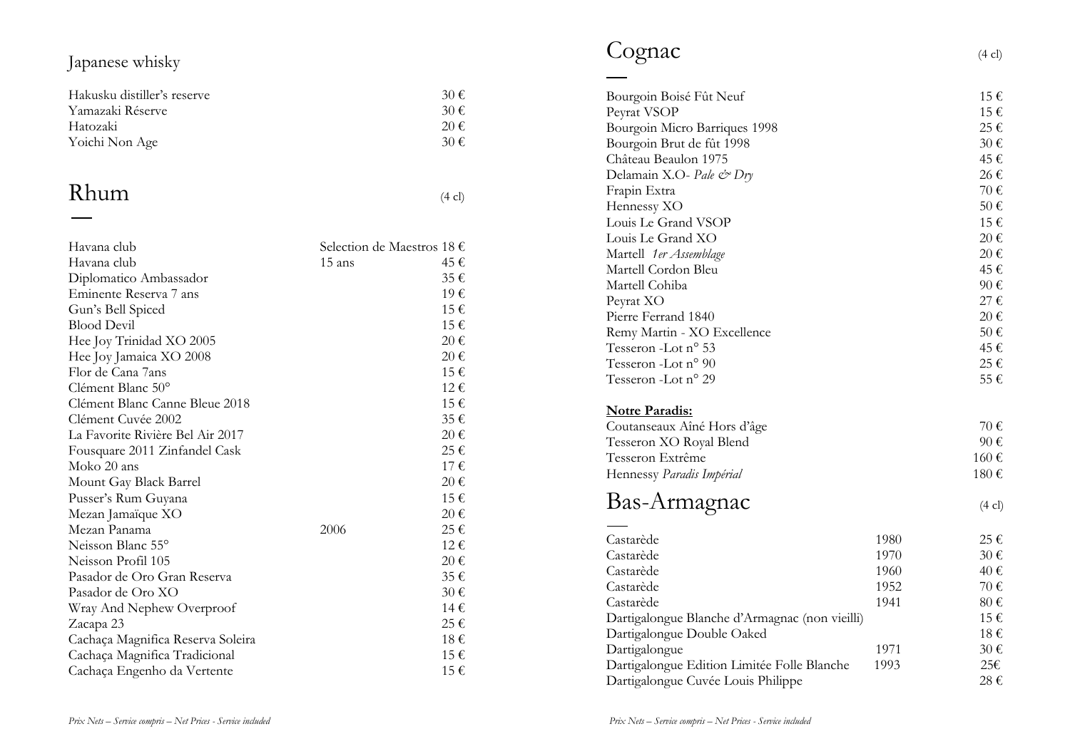## Japanese whisky

| | |
|---|---|
| Hakusku distiller's reserve | 30 € |
| Yamazaki Réserve | 30 € |
| Hatozaki | 20 € |
| Yoichi Non Age | 30 € |

# Rhum

(4 cl)

| | | |
|---|---|---|
| Havana club | Selection de Maestros | 18 € |
| Havana club | 15 ans | 45 € |
| Diplomatico Ambassador | | 35 € |
| Eminente Reserva 7 ans | | 19 € |
| Gun's Bell Spiced | | 15 € |
| Blood Devil | | 15 € |
| Hee Joy Trinidad XO 2005 | | 20 € |
| Hee Joy Jamaica XO 2008 | | 20 € |
| Flor de Cana 7ans | | 15 € |
| Clément Blanc 50° | | 12 € |
| Clément Blanc Canne Bleue 2018 | | 15 € |
| Clément Cuvée 2002 | | 35 € |
| La Favorite Rivière Bel Air 2017 | | 20 € |
| Fousquare 2011 Zinfandel Cask | | 25 € |
| Moko 20 ans | | 17 € |
| Mount Gay Black Barrel | | 20 € |
| Pusser's Rum Guyana | | 15 € |
| Mezan Jamaïque XO | | 20 € |
| Mezan Panama | 2006 | 25 € |
| Neisson Blanc 55° | | 12 € |
| Neisson Profil 105 | | 20 € |
| Pasador de Oro Gran Reserva | | 35 € |
| Pasador de Oro XO | | 30 € |
| Wray And Nephew Overproof | | 14 € |
| Zacapa 23 | | 25 € |
| Cachaça Magnifica Reserva Soleira | | 18 € |
| Cachaça Magnifica Tradicional | | 15 € |
| Cachaça Engenho da Vertente | | 15 € |

*Prix Nets – Service compris – Net Prices - Service included*

# Cognac

(4 cl)

| | |
|---|---|
| Bourgoin Boisé Fût Neuf | 15 € |
| Peyrat VSOP | 15 € |
| Bourgoin Micro Barriques 1998 | 25 € |
| Bourgoin Brut de fût 1998 | 30 € |
| Château Beaulon 1975 | 45 € |
| Delamain X.O- *Pale & Dry* | 26 € |
| Frapin Extra | 70 € |
| Hennessy XO | 50 € |
| Louis Le Grand VSOP | 15 € |
| Louis Le Grand XO | 20 € |
| Martell *1er Assemblage* | 20 € |
| Martell Cordon Bleu | 45 € |
| Martell Cohiba | 90 € |
| Peyrat XO | 27 € |
| Pierre Ferrand 1840 | 20 € |
| Remy Martin - XO Excellence | 50 € |
| Tesseron -Lot n° 53 | 45 € |
| Tesseron -Lot n° 90 | 25 € |
| Tesseron -Lot n° 29 | 55 € |

**Notre Paradis:**

| | |
|---|---|
| Coutanseaux Aîné Hors d'âge | 70 € |
| Tesseron XO Royal Blend | 90 € |
| Tesseron Extrême | 160 € |
| Hennessy *Paradis Impérial* | 180 € |

# Bas-Armagnac

(4 cl)

| | | |
|---|---|---|
| Castarède | 1980 | 25 € |
| Castarède | 1970 | 30 € |
| Castarède | 1960 | 40 € |
| Castarède | 1952 | 70 € |
| Castarède | 1941 | 80 € |
| Dartigalongue Blanche d'Armagnac (non vieilli) | | 15 € |
| Dartigalongue Double Oaked | | 18 € |
| Dartigalongue | 1971 | 30 € |
| Dartigalongue Edition Limitée Folle Blanche | 1993 | 25€ |
| Dartigalongue Cuvée Louis Philippe | | 28 € |

*Prix Nets – Service compris – Net Prices - Service included*